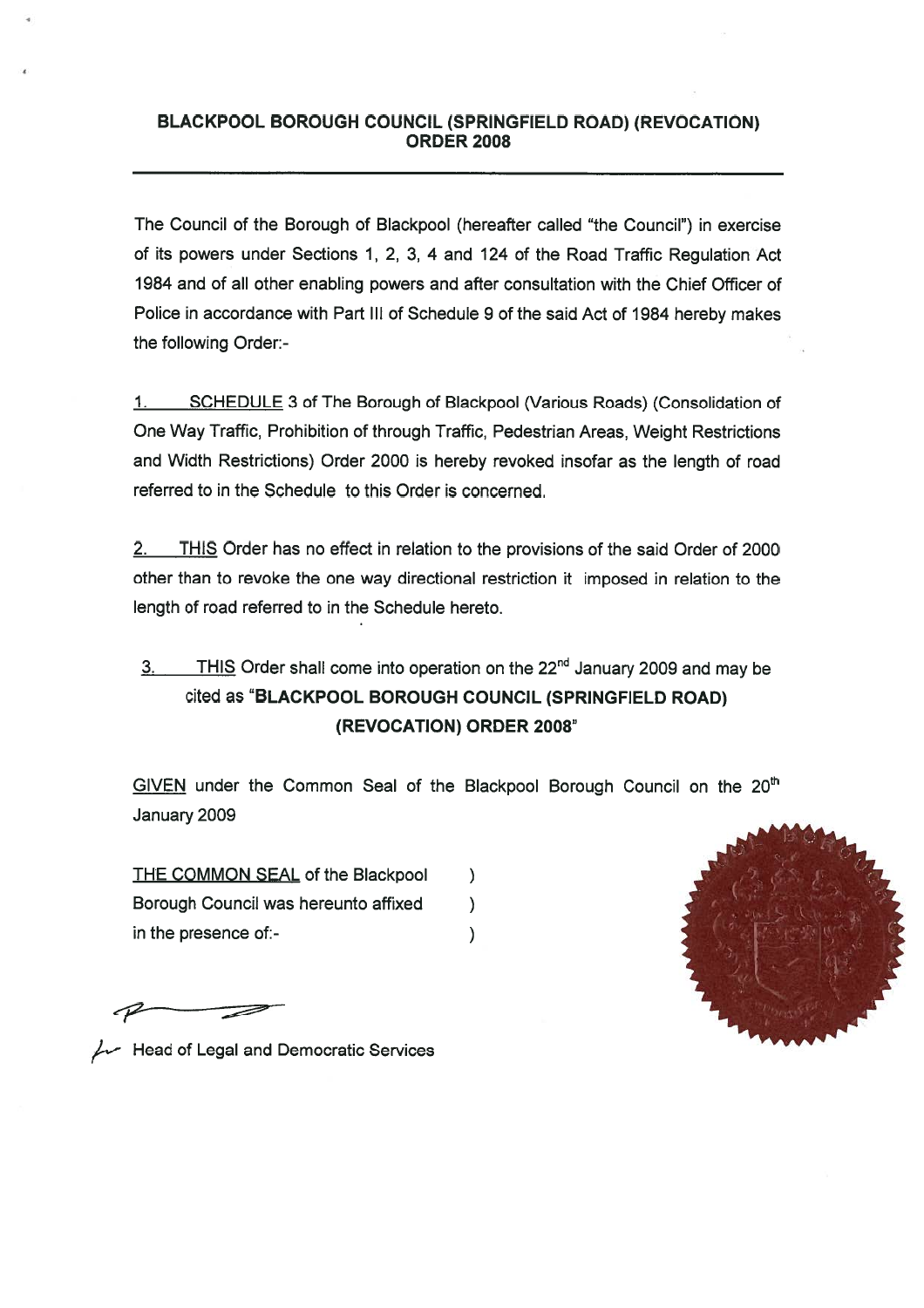# BLACKPOOL BOROUGH COUNCIL (SPRINGFIELD ROAD) (REVOCATION) ORDER 2008

The Council of the Borough of Blackpool (hereafter called "the Council") in exercise of its powers under Sections 1, 2, 3, 4 and 124 of the Road Traffic Regulation Act 1984 and of all other enabling powers and after consultation with the Chief Officer of Police in accordance with Part III of Schedule 9 of the said Act of 1984 hereby makes the following Order:-

1. SCHEDULE 3 of The Borough of Blackpool (Various Roads) (Consolidation of One Way Traffic, Prohibition of through Traffic, Pedestrian Areas, Weight Restrictions and Width Restrictions) Order 2000 is hereby revoked insofar as the length of road referred to in the Schedule to this Order is concerned.

2. THIS Order has no effect in relation to the provisions of the said Order of 2000 other than to revoke the one way directional restriction it imposed in relation to the length of road referred to in the Schedule hereto.

3. THIS Order shall come into operation on the 22nd January 2009 and may be cited as "**BLACKPOOL BOROUGH COUNCIL (SPRINGFIELD ROAD) (REVOCATION) ORDER 2008**"

GIVEN under the Common Seal of the Blackpool Borough Council on the 20th January 2009

THE COMMON SEAL of the Blackpool )
Borough Council was hereunto affixed )
in the presence of:- )

Head of Legal and Democratic Services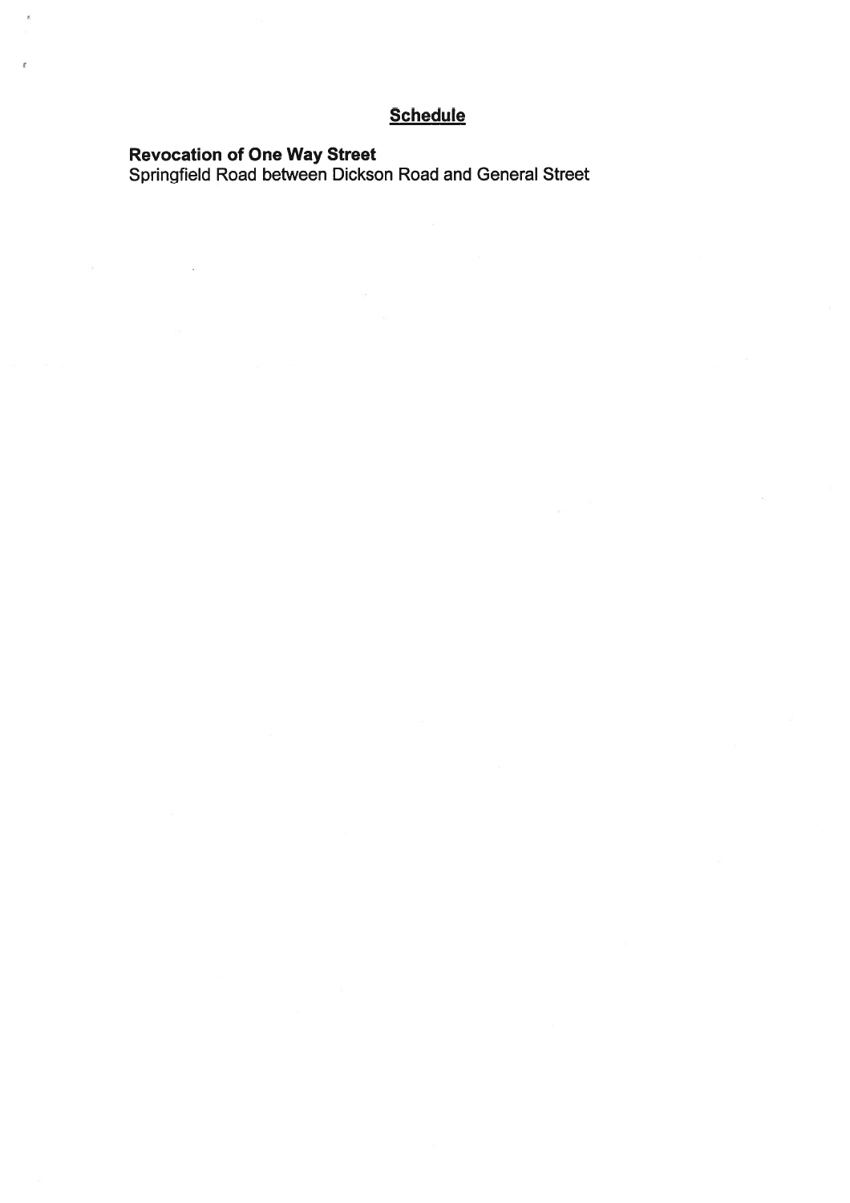## Schedule

**Revocation of One Way Street**
Springfield Road between Dickson Road and General Street